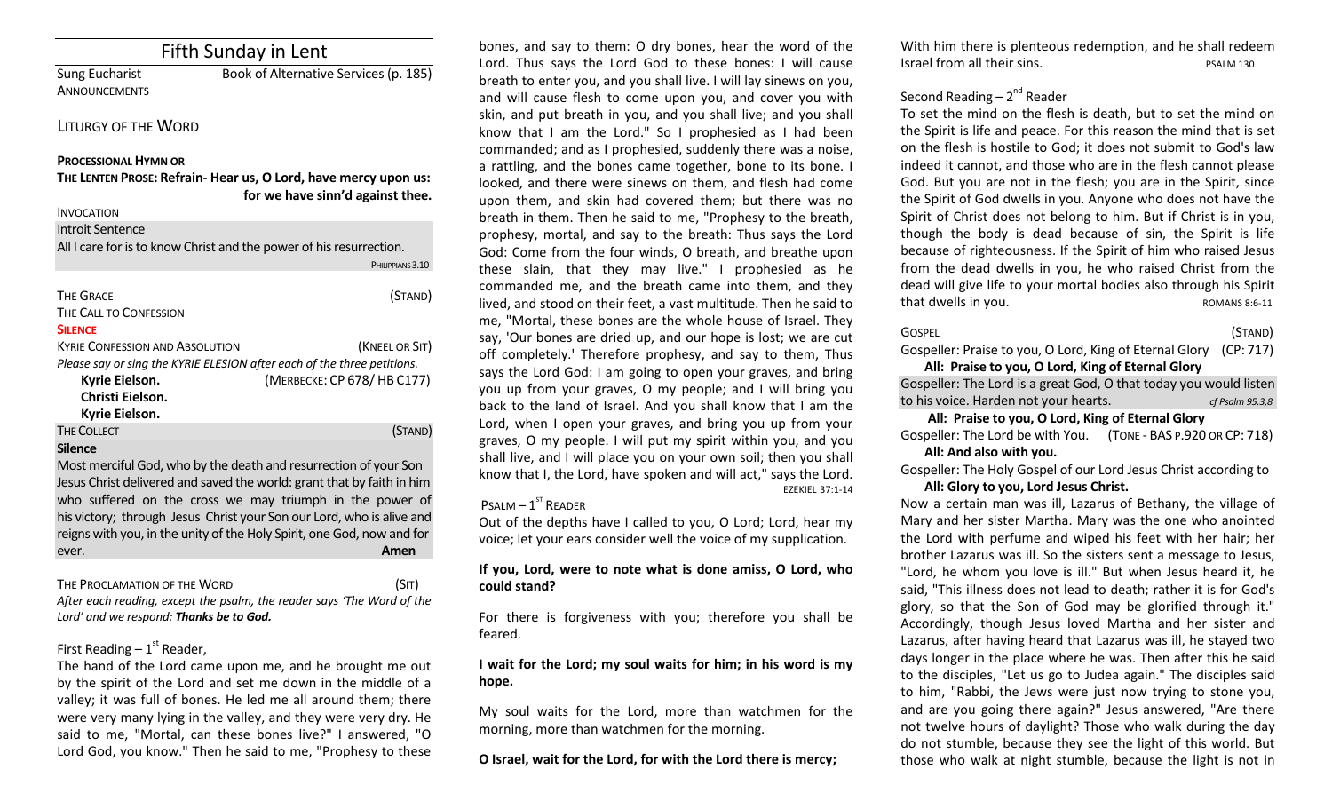# Fifth Sunday in Lent

Sung Eucharist — Book of Alternative Services (p. 185)

ANNOUNCEMENTS

## LITURGY OF THE WORD

**PROCESSIONAL HYMN OR**

**THE LENTEN PROSE: Refrain- Hear us, O Lord, have mercy upon us: for we have sinn'd against thee.**

INVOCATION

Introit Sentence

All I care for is to know Christ and the power of his resurrection.
PHILIPPIANS 3.10

THE GRACE (STAND)

THE CALL TO CONFESSION

**SILENCE**

KYRIE CONFESSION AND ABSOLUTION (KNEEL OR SIT)

*Please say or sing the KYRIE ELESION after each of the three petitions.*

**Kyrie Eielson.** (MERBECKE: CP 678/ HB C177)
**Christi Eielson.**
**Kyrie Eielson.**

THE COLLECT (STAND)

**Silence**

Most merciful God, who by the death and resurrection of your Son Jesus Christ delivered and saved the world: grant that by faith in him who suffered on the cross we may triumph in the power of his victory; through Jesus Christ your Son our Lord, who is alive and reigns with you, in the unity of the Holy Spirit, one God, now and for ever. **Amen**

THE PROCLAMATION OF THE WORD (SIT)

*After each reading, except the psalm, the reader says 'The Word of the Lord' and we respond: **Thanks be to God.***

First Reading – 1st Reader,

The hand of the Lord came upon me, and he brought me out by the spirit of the Lord and set me down in the middle of a valley; it was full of bones. He led me all around them; there were very many lying in the valley, and they were very dry. He said to me, "Mortal, can these bones live?" I answered, "O Lord God, you know." Then he said to me, "Prophesy to these bones, and say to them: O dry bones, hear the word of the Lord. Thus says the Lord God to these bones: I will cause breath to enter you, and you shall live. I will lay sinews on you, and will cause flesh to come upon you, and cover you with skin, and put breath in you, and you shall live; and you shall know that I am the Lord." So I prophesied as I had been commanded; and as I prophesied, suddenly there was a noise, a rattling, and the bones came together, bone to its bone. I looked, and there were sinews on them, and flesh had come upon them, and skin had covered them; but there was no breath in them. Then he said to me, "Prophesy to the breath, prophesy, mortal, and say to the breath: Thus says the Lord God: Come from the four winds, O breath, and breathe upon these slain, that they may live." I prophesied as he commanded me, and the breath came into them, and they lived, and stood on their feet, a vast multitude. Then he said to me, "Mortal, these bones are the whole house of Israel. They say, 'Our bones are dried up, and our hope is lost; we are cut off completely.' Therefore prophesy, and say to them, Thus says the Lord God: I am going to open your graves, and bring you up from your graves, O my people; and I will bring you back to the land of Israel. And you shall know that I am the Lord, when I open your graves, and bring you up from your graves, O my people. I will put my spirit within you, and you shall live, and I will place you on your own soil; then you shall know that I, the Lord, have spoken and will act," says the Lord.
EZEKIEL 37:1-14

PSALM – 1ST READER

Out of the depths have I called to you, O Lord; Lord, hear my voice; let your ears consider well the voice of my supplication.

**If you, Lord, were to note what is done amiss, O Lord, who could stand?**

For there is forgiveness with you; therefore you shall be feared.

**I wait for the Lord; my soul waits for him; in his word is my hope.**

My soul waits for the Lord, more than watchmen for the morning, more than watchmen for the morning.

**O Israel, wait for the Lord, for with the Lord there is mercy;**

With him there is plenteous redemption, and he shall redeem Israel from all their sins.
PSALM 130

Second Reading – 2nd Reader

To set the mind on the flesh is death, but to set the mind on the Spirit is life and peace. For this reason the mind that is set on the flesh is hostile to God; it does not submit to God's law indeed it cannot, and those who are in the flesh cannot please God. But you are not in the flesh; you are in the Spirit, since the Spirit of God dwells in you. Anyone who does not have the Spirit of Christ does not belong to him. But if Christ is in you, though the body is dead because of sin, the Spirit is life because of righteousness. If the Spirit of him who raised Jesus from the dead dwells in you, he who raised Christ from the dead will give life to your mortal bodies also through his Spirit that dwells in you.
ROMANS 8:6-11

GOSPEL (STAND)

Gospeller: Praise to you, O Lord, King of Eternal Glory (CP: 717)

**All: Praise to you, O Lord, King of Eternal Glory**

Gospeller: The Lord is a great God, O that today you would listen to his voice. Harden not your hearts. *cf Psalm 95.3,8*

**All: Praise to you, O Lord, King of Eternal Glory**

Gospeller: The Lord be with You. (TONE - BAS P.920 OR CP: 718)

**All: And also with you.**

Gospeller: The Holy Gospel of our Lord Jesus Christ according to

**All: Glory to you, Lord Jesus Christ.**

Now a certain man was ill, Lazarus of Bethany, the village of Mary and her sister Martha. Mary was the one who anointed the Lord with perfume and wiped his feet with her hair; her brother Lazarus was ill. So the sisters sent a message to Jesus, "Lord, he whom you love is ill." But when Jesus heard it, he said, "This illness does not lead to death; rather it is for God's glory, so that the Son of God may be glorified through it." Accordingly, though Jesus loved Martha and her sister and Lazarus, after having heard that Lazarus was ill, he stayed two days longer in the place where he was. Then after this he said to the disciples, "Let us go to Judea again." The disciples said to him, "Rabbi, the Jews were just now trying to stone you, and are you going there again?" Jesus answered, "Are there not twelve hours of daylight? Those who walk during the day do not stumble, because they see the light of this world. But those who walk at night stumble, because the light is not in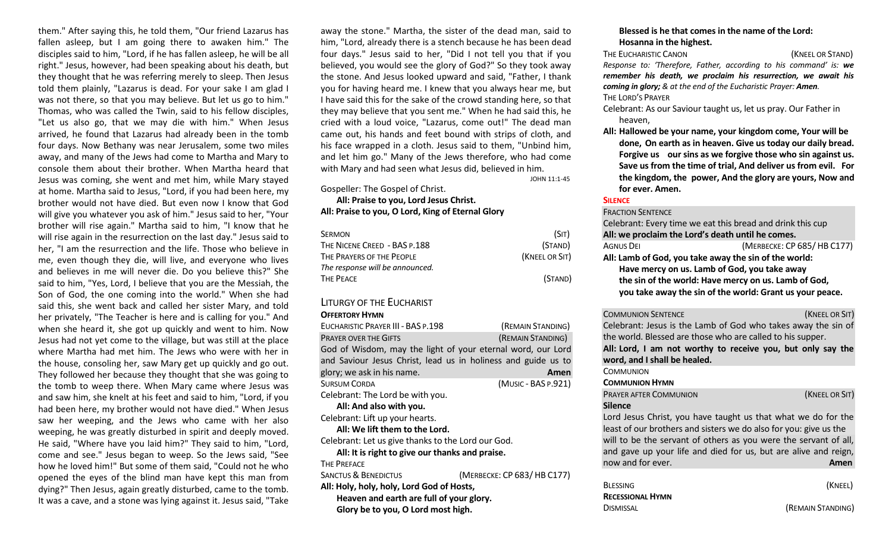them." After saying this, he told them, "Our friend Lazarus has fallen asleep, but I am going there to awaken him." The disciples said to him, "Lord, if he has fallen asleep, he will be all right." Jesus, however, had been speaking about his death, but they thought that he was referring merely to sleep. Then Jesus told them plainly, "Lazarus is dead. For your sake I am glad I was not there, so that you may believe. But let us go to him." Thomas, who was called the Twin, said to his fellow disciples, "Let us also go, that we may die with him." When Jesus arrived, he found that Lazarus had already been in the tomb four days. Now Bethany was near Jerusalem, some two miles away, and many of the Jews had come to Martha and Mary to console them about their brother. When Martha heard that Jesus was coming, she went and met him, while Mary stayed at home. Martha said to Jesus, "Lord, if you had been here, my brother would not have died. But even now I know that God will give you whatever you ask of him." Jesus said to her, "Your brother will rise again." Martha said to him, "I know that he will rise again in the resurrection on the last day." Jesus said to her, "I am the resurrection and the life. Those who believe in me, even though they die, will live, and everyone who lives and believes in me will never die. Do you believe this?" She said to him, "Yes, Lord, I believe that you are the Messiah, the Son of God, the one coming into the world." When she had said this, she went back and called her sister Mary, and told her privately, "The Teacher is here and is calling for you." And when she heard it, she got up quickly and went to him. Now Jesus had not yet come to the village, but was still at the place where Martha had met him. The Jews who were with her in the house, consoling her, saw Mary get up quickly and go out. They followed her because they thought that she was going to the tomb to weep there. When Mary came where Jesus was and saw him, she knelt at his feet and said to him, "Lord, if you had been here, my brother would not have died." When Jesus saw her weeping, and the Jews who came with her also weeping, he was greatly disturbed in spirit and deeply moved. He said, "Where have you laid him?" They said to him, "Lord, come and see." Jesus began to weep. So the Jews said, "See how he loved him!" But some of them said, "Could not he who opened the eyes of the blind man have kept this man from dying?" Then Jesus, again greatly disturbed, came to the tomb. It was a cave, and a stone was lying against it. Jesus said, "Take away the stone." Martha, the sister of the dead man, said to him, "Lord, already there is a stench because he has been dead four days." Jesus said to her, "Did I not tell you that if you believed, you would see the glory of God?" So they took away the stone. And Jesus looked upward and said, "Father, I thank you for having heard me. I knew that you always hear me, but I have said this for the sake of the crowd standing here, so that they may believe that you sent me." When he had said this, he cried with a loud voice, "Lazarus, come out!" The dead man came out, his hands and feet bound with strips of cloth, and his face wrapped in a cloth. Jesus said to them, "Unbind him, and let him go." Many of the Jews therefore, who had come with Mary and had seen what Jesus did, believed in him.

JOHN 11:1-45

Gospeller: The Gospel of Christ.

**All: Praise to you, Lord Jesus Christ.**

**All: Praise to you, O Lord, King of Eternal Glory**

SERMON (SIT)

THE NICENE CREED - BAS P.188 (STAND)

THE PRAYERS OF THE PEOPLE (KNEEL OR SIT)

*The response will be announced.*

THE PEACE (STAND)

## LITURGY OF THE EUCHARIST

**OFFERTORY HYMN**

EUCHARISTIC PRAYER III - BAS P.198 (REMAIN STANDING)

PRAYER OVER THE GIFTS (REMAIN STANDING)

God of Wisdom, may the light of your eternal word, our Lord and Saviour Jesus Christ, lead us in holiness and guide us to glory; we ask in his name. **Amen**

SURSUM CORDA (MUSIC - BAS P.921)

Celebrant: The Lord be with you.

**All: And also with you.**

Celebrant: Lift up your hearts.

**All: We lift them to the Lord.**

Celebrant: Let us give thanks to the Lord our God.

**All: It is right to give our thanks and praise.**

THE PREFACE

SANCTUS & BENEDICTUS (MERBECKE: CP 683/ HB C177)

**All: Holy, holy, holy, Lord God of Hosts,**
**Heaven and earth are full of your glory.**
**Glory be to you, O Lord most high.**
**Blessed is he that comes in the name of the Lord:**
**Hosanna in the highest.**

THE EUCHARISTIC CANON (KNEEL OR STAND)

*Response to: 'Therefore, Father, according to his command' is:* ***we remember his death, we proclaim his resurrection, we await his coming in glory;*** *& at the end of the Eucharistic Prayer:* ***Amen****.*

THE LORD'S PRAYER

Celebrant: As our Saviour taught us, let us pray. Our Father in heaven,

**All: Hallowed be your name, your kingdom come, Your will be done, On earth as in heaven. Give us today our daily bread. Forgive us our sins as we forgive those who sin against us. Save us from the time of trial, And deliver us from evil. For the kingdom, the power, And the glory are yours, Now and for ever. Amen.**

**SILENCE**

FRACTION SENTENCE

Celebrant: Every time we eat this bread and drink this cup

**All: we proclaim the Lord's death until he comes.**

AGNUS DEI (MERBECKE: CP 685/ HB C177)

**All: Lamb of God, you take away the sin of the world:**
**Have mercy on us. Lamb of God, you take away**
**the sin of the world: Have mercy on us. Lamb of God,**
**you take away the sin of the world: Grant us your peace.**

COMMUNION SENTENCE (KNEEL OR SIT)

Celebrant: Jesus is the Lamb of God who takes away the sin of the world. Blessed are those who are called to his supper.

**All: Lord, I am not worthy to receive you, but only say the word, and I shall be healed.**

COMMUNION

**COMMUNION HYMN**

PRAYER AFTER COMMUNION (KNEEL OR SIT)

**Silence**

Lord Jesus Christ, you have taught us that what we do for the least of our brothers and sisters we do also for you: give us the will to be the servant of others as you were the servant of all, and gave up your life and died for us, but are alive and reign, now and for ever. **Amen**

BLESSING (KNEEL)

**RECESSIONAL HYMN**

DISMISSAL (REMAIN STANDING)